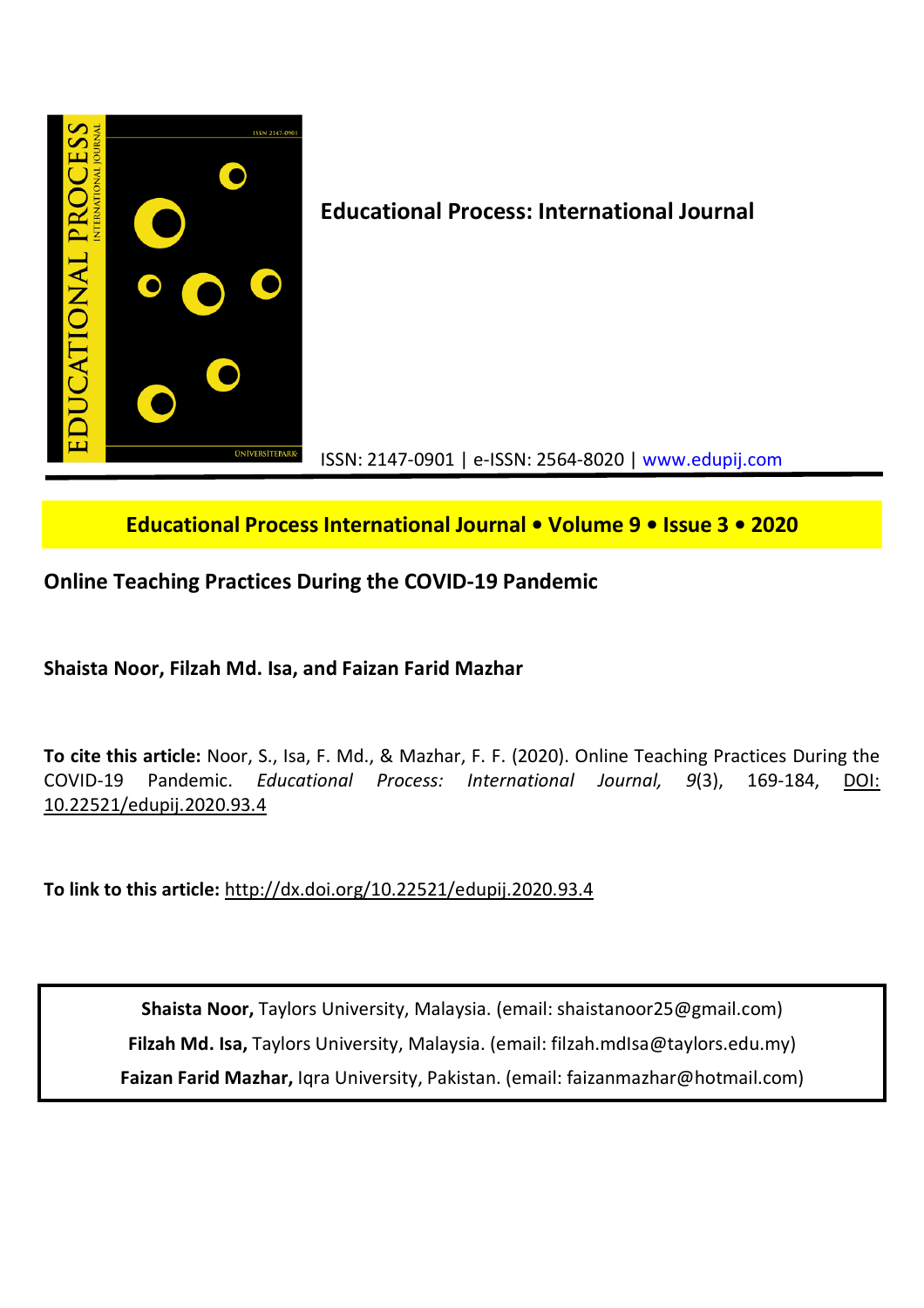**Educational Process: International Journal**

ISSN: 2147-0901 | e-ISSN: 2564-8020 | www.edupij.com

**Educational Process International Journal • Volume 9 • Issue 3 • 2020**

# Online Teaching Practices During the COVID-19 Pandemic

**Shaista Noor, Filzah Md. Isa, and Faizan Farid Mazhar**

**To cite this article:** Noor, S., Isa, F. Md., & Mazhar, F. F. (2020). Online Teaching Practices During the COVID-19 Pandemic. *Educational Process: International Journal, 9*(3), 169-184, DOI: 10.22521/edupij.2020.93.4

**To link to this article:** http://dx.doi.org/10.22521/edupij.2020.93.4

**Shaista Noor,** Taylors University, Malaysia. (email: shaistanoor25@gmail.com)

**Filzah Md. Isa,** Taylors University, Malaysia. (email: filzah.mdIsa@taylors.edu.my)

**Faizan Farid Mazhar,** Iqra University, Pakistan. (email: faizanmazhar@hotmail.com)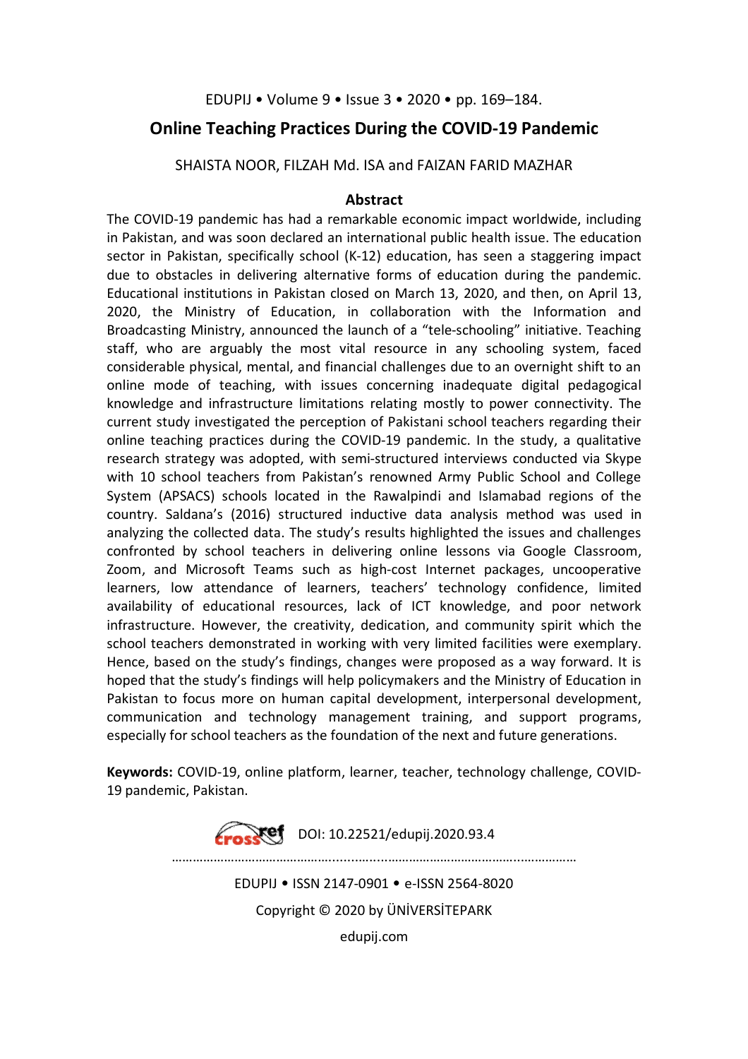# Online Teaching Practices During the COVID-19 Pandemic

SHAISTA NOOR, FILZAH Md. ISA and FAIZAN FARID MAZHAR

## Abstract

The COVID-19 pandemic has had a remarkable economic impact worldwide, including in Pakistan, and was soon declared an international public health issue. The education sector in Pakistan, specifically school (K-12) education, has seen a staggering impact due to obstacles in delivering alternative forms of education during the pandemic. Educational institutions in Pakistan closed on March 13, 2020, and then, on April 13, 2020, the Ministry of Education, in collaboration with the Information and Broadcasting Ministry, announced the launch of a "tele-schooling" initiative. Teaching staff, who are arguably the most vital resource in any schooling system, faced considerable physical, mental, and financial challenges due to an overnight shift to an online mode of teaching, with issues concerning inadequate digital pedagogical knowledge and infrastructure limitations relating mostly to power connectivity. The current study investigated the perception of Pakistani school teachers regarding their online teaching practices during the COVID-19 pandemic. In the study, a qualitative research strategy was adopted, with semi-structured interviews conducted via Skype with 10 school teachers from Pakistan's renowned Army Public School and College System (APSACS) schools located in the Rawalpindi and Islamabad regions of the country. Saldana's (2016) structured inductive data analysis method was used in analyzing the collected data. The study's results highlighted the issues and challenges confronted by school teachers in delivering online lessons via Google Classroom, Zoom, and Microsoft Teams such as high-cost Internet packages, uncooperative learners, low attendance of learners, teachers' technology confidence, limited availability of educational resources, lack of ICT knowledge, and poor network infrastructure. However, the creativity, dedication, and community spirit which the school teachers demonstrated in working with very limited facilities were exemplary. Hence, based on the study's findings, changes were proposed as a way forward. It is hoped that the study's findings will help policymakers and the Ministry of Education in Pakistan to focus more on human capital development, interpersonal development, communication and technology management training, and support programs, especially for school teachers as the foundation of the next and future generations.

**Keywords:** COVID-19, online platform, learner, teacher, technology challenge, COVID-19 pandemic, Pakistan.

DOI: 10.22521/edupij.2020.93.4

EDUPIJ • ISSN 2147-0901 • e-ISSN 2564-8020

Copyright © 2020 by ÜNİVERSİTEPARK

edupij.com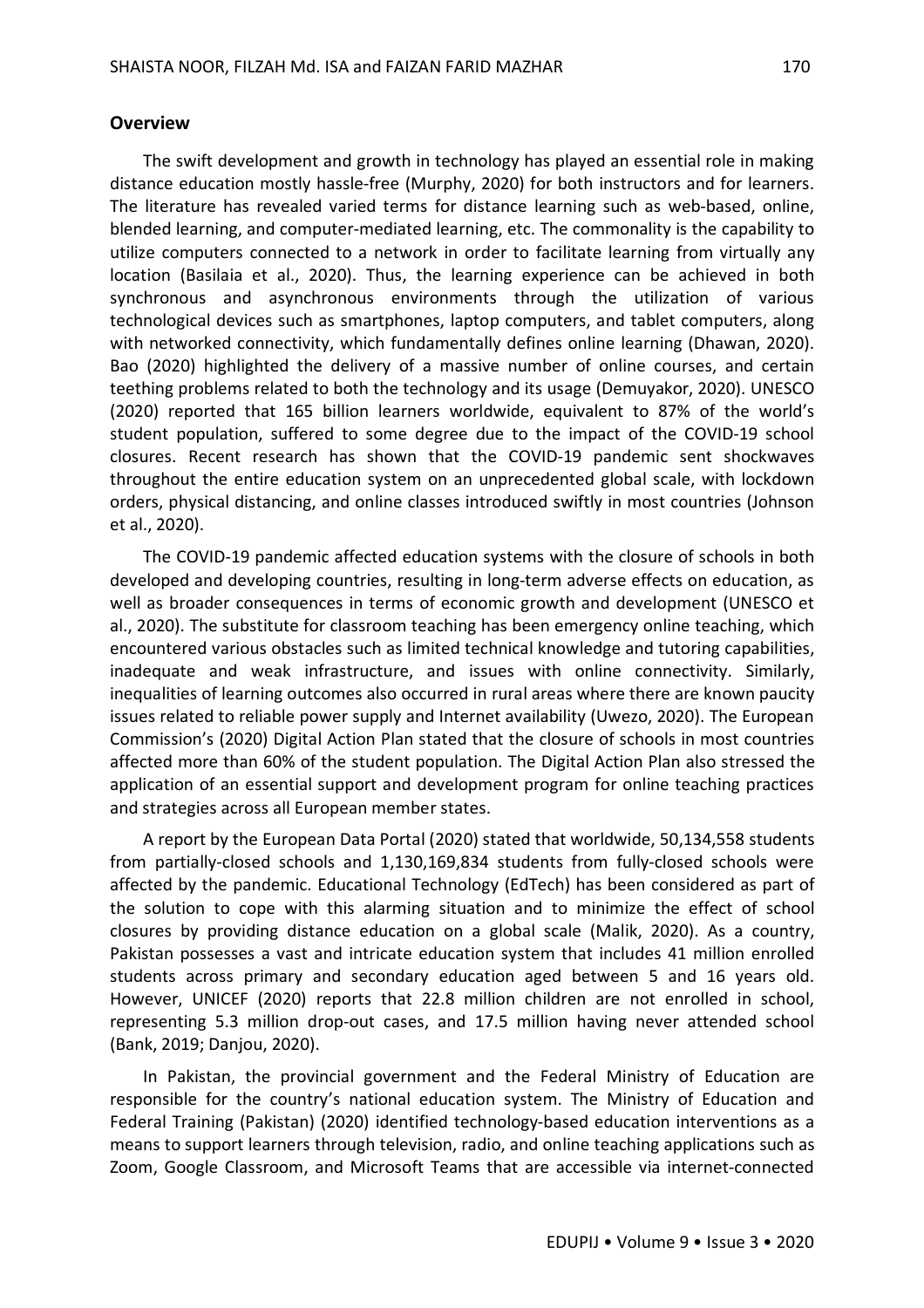### Overview

The swift development and growth in technology has played an essential role in making distance education mostly hassle-free (Murphy, 2020) for both instructors and for learners. The literature has revealed varied terms for distance learning such as web-based, online, blended learning, and computer-mediated learning, etc. The commonality is the capability to utilize computers connected to a network in order to facilitate learning from virtually any location (Basilaia et al., 2020). Thus, the learning experience can be achieved in both synchronous and asynchronous environments through the utilization of various technological devices such as smartphones, laptop computers, and tablet computers, along with networked connectivity, which fundamentally defines online learning (Dhawan, 2020). Bao (2020) highlighted the delivery of a massive number of online courses, and certain teething problems related to both the technology and its usage (Demuyakor, 2020). UNESCO (2020) reported that 165 billion learners worldwide, equivalent to 87% of the world's student population, suffered to some degree due to the impact of the COVID-19 school closures. Recent research has shown that the COVID-19 pandemic sent shockwaves throughout the entire education system on an unprecedented global scale, with lockdown orders, physical distancing, and online classes introduced swiftly in most countries (Johnson et al., 2020).

The COVID-19 pandemic affected education systems with the closure of schools in both developed and developing countries, resulting in long-term adverse effects on education, as well as broader consequences in terms of economic growth and development (UNESCO et al., 2020). The substitute for classroom teaching has been emergency online teaching, which encountered various obstacles such as limited technical knowledge and tutoring capabilities, inadequate and weak infrastructure, and issues with online connectivity. Similarly, inequalities of learning outcomes also occurred in rural areas where there are known paucity issues related to reliable power supply and Internet availability (Uwezo, 2020). The European Commission's (2020) Digital Action Plan stated that the closure of schools in most countries affected more than 60% of the student population. The Digital Action Plan also stressed the application of an essential support and development program for online teaching practices and strategies across all European member states.

A report by the European Data Portal (2020) stated that worldwide, 50,134,558 students from partially-closed schools and 1,130,169,834 students from fully-closed schools were affected by the pandemic. Educational Technology (EdTech) has been considered as part of the solution to cope with this alarming situation and to minimize the effect of school closures by providing distance education on a global scale (Malik, 2020). As a country, Pakistan possesses a vast and intricate education system that includes 41 million enrolled students across primary and secondary education aged between 5 and 16 years old. However, UNICEF (2020) reports that 22.8 million children are not enrolled in school, representing 5.3 million drop-out cases, and 17.5 million having never attended school (Bank, 2019; Danjou, 2020).

In Pakistan, the provincial government and the Federal Ministry of Education are responsible for the country's national education system. The Ministry of Education and Federal Training (Pakistan) (2020) identified technology-based education interventions as a means to support learners through television, radio, and online teaching applications such as Zoom, Google Classroom, and Microsoft Teams that are accessible via internet-connected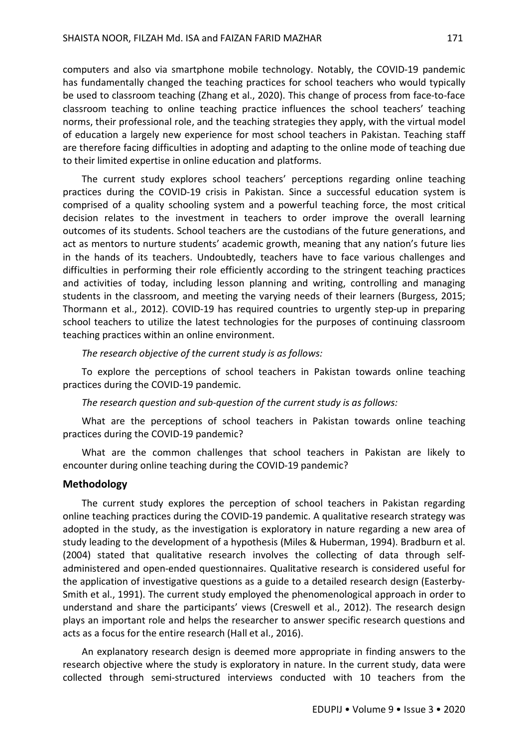computers and also via smartphone mobile technology. Notably, the COVID-19 pandemic has fundamentally changed the teaching practices for school teachers who would typically be used to classroom teaching (Zhang et al., 2020). This change of process from face-to-face classroom teaching to online teaching practice influences the school teachers' teaching norms, their professional role, and the teaching strategies they apply, with the virtual model of education a largely new experience for most school teachers in Pakistan. Teaching staff are therefore facing difficulties in adopting and adapting to the online mode of teaching due to their limited expertise in online education and platforms.

The current study explores school teachers' perceptions regarding online teaching practices during the COVID-19 crisis in Pakistan. Since a successful education system is comprised of a quality schooling system and a powerful teaching force, the most critical decision relates to the investment in teachers to order improve the overall learning outcomes of its students. School teachers are the custodians of the future generations, and act as mentors to nurture students' academic growth, meaning that any nation's future lies in the hands of its teachers. Undoubtedly, teachers have to face various challenges and difficulties in performing their role efficiently according to the stringent teaching practices and activities of today, including lesson planning and writing, controlling and managing students in the classroom, and meeting the varying needs of their learners (Burgess, 2015; Thormann et al., 2012). COVID-19 has required countries to urgently step-up in preparing school teachers to utilize the latest technologies for the purposes of continuing classroom teaching practices within an online environment.

*The research objective of the current study is as follows:*

To explore the perceptions of school teachers in Pakistan towards online teaching practices during the COVID-19 pandemic.

*The research question and sub-question of the current study is as follows:*

What are the perceptions of school teachers in Pakistan towards online teaching practices during the COVID-19 pandemic?

What are the common challenges that school teachers in Pakistan are likely to encounter during online teaching during the COVID-19 pandemic?

## Methodology

The current study explores the perception of school teachers in Pakistan regarding online teaching practices during the COVID-19 pandemic. A qualitative research strategy was adopted in the study, as the investigation is exploratory in nature regarding a new area of study leading to the development of a hypothesis (Miles & Huberman, 1994). Bradburn et al. (2004) stated that qualitative research involves the collecting of data through self-administered and open-ended questionnaires. Qualitative research is considered useful for the application of investigative questions as a guide to a detailed research design (Easterby-Smith et al., 1991). The current study employed the phenomenological approach in order to understand and share the participants' views (Creswell et al., 2012). The research design plays an important role and helps the researcher to answer specific research questions and acts as a focus for the entire research (Hall et al., 2016).

An explanatory research design is deemed more appropriate in finding answers to the research objective where the study is exploratory in nature. In the current study, data were collected through semi-structured interviews conducted with 10 teachers from the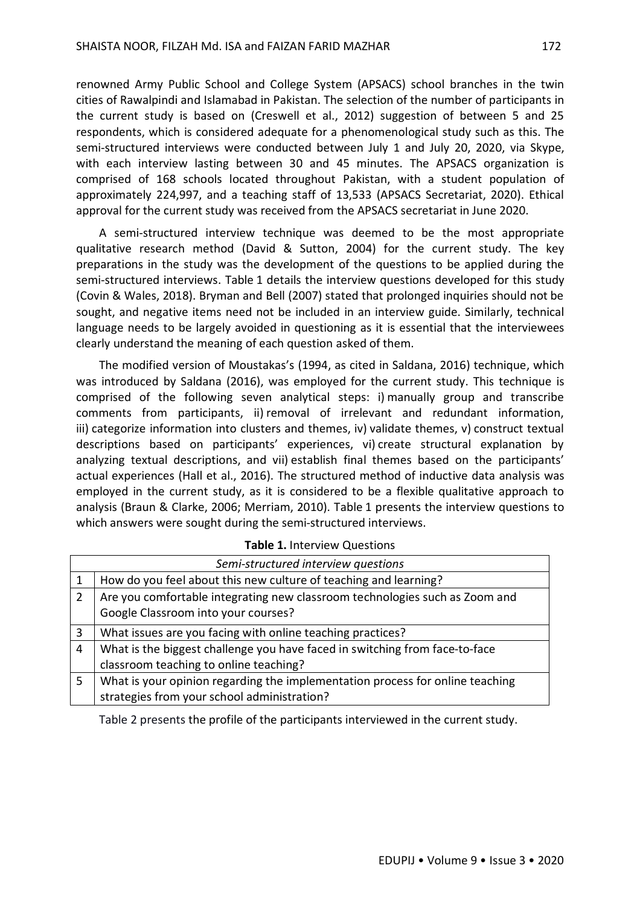renowned Army Public School and College System (APSACS) school branches in the twin cities of Rawalpindi and Islamabad in Pakistan. The selection of the number of participants in the current study is based on (Creswell et al., 2012) suggestion of between 5 and 25 respondents, which is considered adequate for a phenomenological study such as this. The semi-structured interviews were conducted between July 1 and July 20, 2020, via Skype, with each interview lasting between 30 and 45 minutes. The APSACS organization is comprised of 168 schools located throughout Pakistan, with a student population of approximately 224,997, and a teaching staff of 13,533 (APSACS Secretariat, 2020). Ethical approval for the current study was received from the APSACS secretariat in June 2020.

A semi-structured interview technique was deemed to be the most appropriate qualitative research method (David & Sutton, 2004) for the current study. The key preparations in the study was the development of the questions to be applied during the semi-structured interviews. Table 1 details the interview questions developed for this study (Covin & Wales, 2018). Bryman and Bell (2007) stated that prolonged inquiries should not be sought, and negative items need not be included in an interview guide. Similarly, technical language needs to be largely avoided in questioning as it is essential that the interviewees clearly understand the meaning of each question asked of them.

The modified version of Moustakas's (1994, as cited in Saldana, 2016) technique, which was introduced by Saldana (2016), was employed for the current study. This technique is comprised of the following seven analytical steps: i) manually group and transcribe comments from participants, ii) removal of irrelevant and redundant information, iii) categorize information into clusters and themes, iv) validate themes, v) construct textual descriptions based on participants' experiences, vi) create structural explanation by analyzing textual descriptions, and vii) establish final themes based on the participants' actual experiences (Hall et al., 2016). The structured method of inductive data analysis was employed in the current study, as it is considered to be a flexible qualitative approach to analysis (Braun & Clarke, 2006; Merriam, 2010). Table 1 presents the interview questions to which answers were sought during the semi-structured interviews.

**Table 1.** Interview Questions

| | *Semi-structured interview questions* |
|---|---|
| 1 | How do you feel about this new culture of teaching and learning? |
| 2 | Are you comfortable integrating new classroom technologies such as Zoom and Google Classroom into your courses? |
| 3 | What issues are you facing with online teaching practices? |
| 4 | What is the biggest challenge you have faced in switching from face-to-face classroom teaching to online teaching? |
| 5 | What is your opinion regarding the implementation process for online teaching strategies from your school administration? |

Table 2 presents the profile of the participants interviewed in the current study.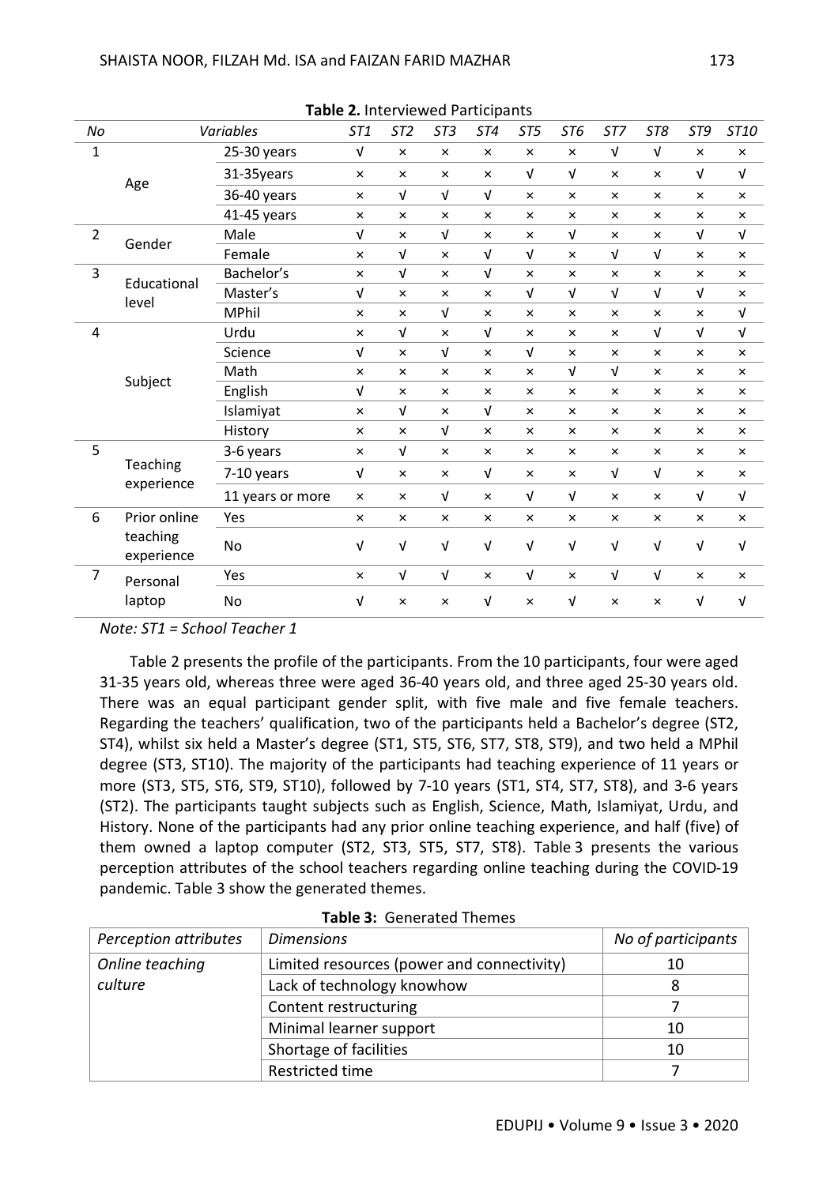**Table 2.** Interviewed Participants

| *No* | *Variables* | | *ST1* | *ST2* | *ST3* | *ST4* | *ST5* | *ST6* | *ST7* | *ST8* | *ST9* | *ST10* |
|---|---|---|---|---|---|---|---|---|---|---|---|---|
| 1 | Age | 25-30 years | √ | × | × | × | × | × | √ | √ | × | × |
| | | 31-35years | × | × | × | × | √ | √ | × | × | √ | √ |
| | | 36-40 years | × | √ | √ | √ | × | × | × | × | × | × |
| | | 41-45 years | × | × | × | × | × | × | × | × | × | × |
| 2 | Gender | Male | √ | × | √ | × | × | √ | × | × | √ | √ |
| | | Female | × | √ | × | √ | √ | × | √ | √ | × | × |
| 3 | Educational level | Bachelor's | × | √ | × | √ | × | × | × | × | × | × |
| | | Master's | √ | × | × | × | √ | √ | √ | √ | √ | × |
| | | MPhil | × | × | √ | × | × | × | × | × | × | √ |
| 4 | Subject | Urdu | × | √ | × | √ | × | × | × | √ | √ | √ |
| | | Science | √ | × | √ | × | √ | × | × | × | × | × |
| | | Math | × | × | × | × | × | √ | √ | × | × | × |
| | | English | √ | × | × | × | × | × | × | × | × | × |
| | | Islamiyat | × | √ | × | √ | × | × | × | × | × | × |
| | | History | × | × | √ | × | × | × | × | × | × | × |
| 5 | Teaching experience | 3-6 years | × | √ | × | × | × | × | × | × | × | × |
| | | 7-10 years | √ | × | × | √ | × | × | √ | √ | × | × |
| | | 11 years or more | × | × | √ | × | √ | √ | × | × | √ | √ |
| 6 | Prior online teaching experience | Yes | × | × | × | × | × | × | × | × | × | × |
| | | No | √ | √ | √ | √ | √ | √ | √ | √ | √ | √ |
| 7 | Personal laptop | Yes | × | √ | √ | × | √ | × | √ | √ | × | × |
| | | No | √ | × | × | √ | × | √ | × | × | √ | √ |

*Note: ST1 = School Teacher 1*

Table 2 presents the profile of the participants. From the 10 participants, four were aged 31-35 years old, whereas three were aged 36-40 years old, and three aged 25-30 years old. There was an equal participant gender split, with five male and five female teachers. Regarding the teachers' qualification, two of the participants held a Bachelor's degree (ST2, ST4), whilst six held a Master's degree (ST1, ST5, ST6, ST7, ST8, ST9), and two held a MPhil degree (ST3, ST10). The majority of the participants had teaching experience of 11 years or more (ST3, ST5, ST6, ST9, ST10), followed by 7-10 years (ST1, ST4, ST7, ST8), and 3-6 years (ST2). The participants taught subjects such as English, Science, Math, Islamiyat, Urdu, and History. None of the participants had any prior online teaching experience, and half (five) of them owned a laptop computer (ST2, ST3, ST5, ST7, ST8). Table 3 presents the various perception attributes of the school teachers regarding online teaching during the COVID-19 pandemic. Table 3 show the generated themes.

**Table 3:** Generated Themes

| *Perception attributes* | *Dimensions* | *No of participants* |
|---|---|---|
| *Online teaching culture* | Limited resources (power and connectivity) | 10 |
| | Lack of technology knowhow | 8 |
| | Content restructuring | 7 |
| | Minimal learner support | 10 |
| | Shortage of facilities | 10 |
| | Restricted time | 7 |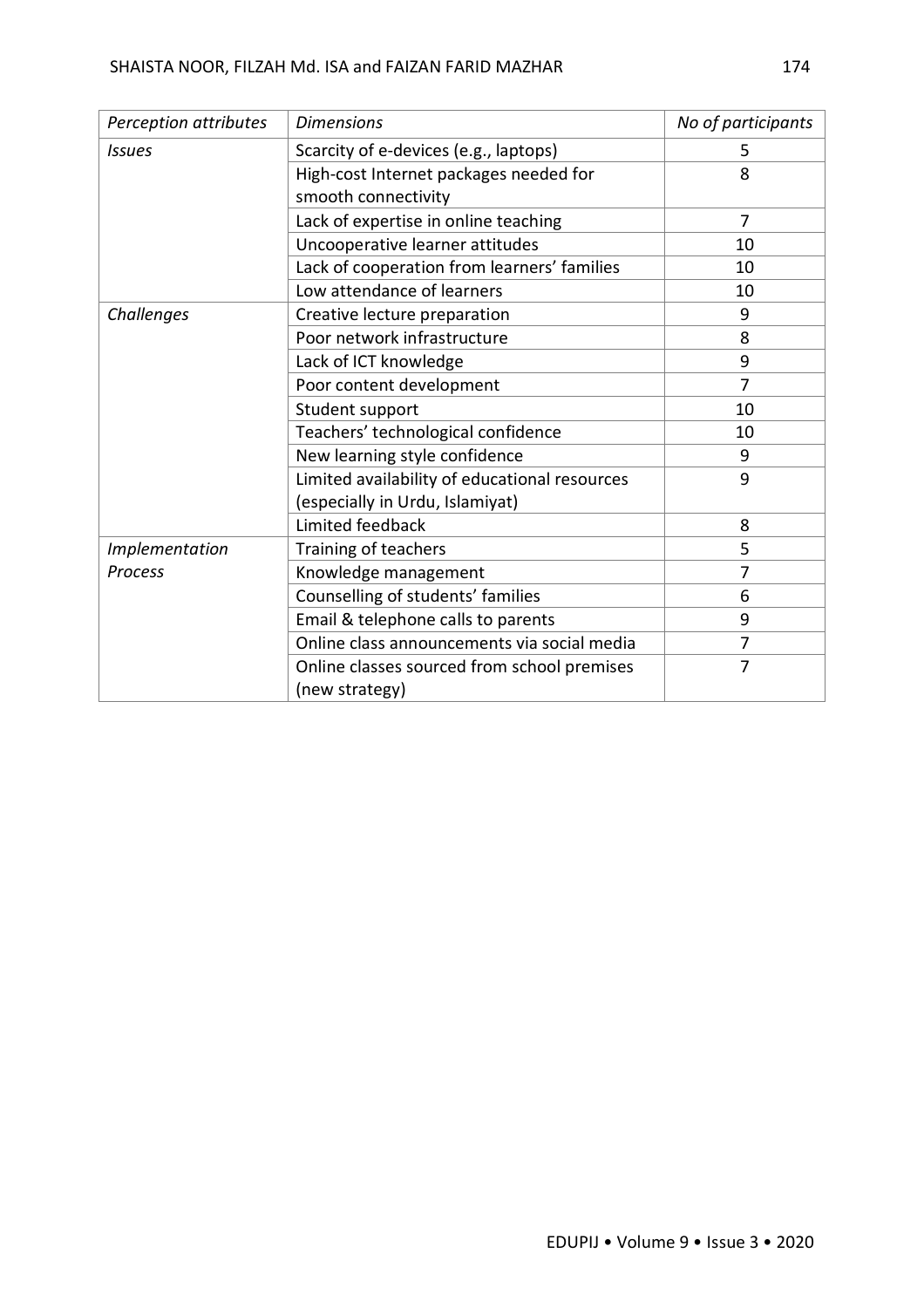| *Perception attributes* | *Dimensions* | *No of participants* |
|---|---|---|
| *Issues* | Scarcity of e-devices (e.g., laptops) | 5 |
| | High-cost Internet packages needed for smooth connectivity | 8 |
| | Lack of expertise in online teaching | 7 |
| | Uncooperative learner attitudes | 10 |
| | Lack of cooperation from learners' families | 10 |
| | Low attendance of learners | 10 |
| *Challenges* | Creative lecture preparation | 9 |
| | Poor network infrastructure | 8 |
| | Lack of ICT knowledge | 9 |
| | Poor content development | 7 |
| | Student support | 10 |
| | Teachers' technological confidence | 10 |
| | New learning style confidence | 9 |
| | Limited availability of educational resources (especially in Urdu, Islamiyat) | 9 |
| | Limited feedback | 8 |
| *Implementation Process* | Training of teachers | 5 |
| | Knowledge management | 7 |
| | Counselling of students' families | 6 |
| | Email & telephone calls to parents | 9 |
| | Online class announcements via social media | 7 |
| | Online classes sourced from school premises (new strategy) | 7 |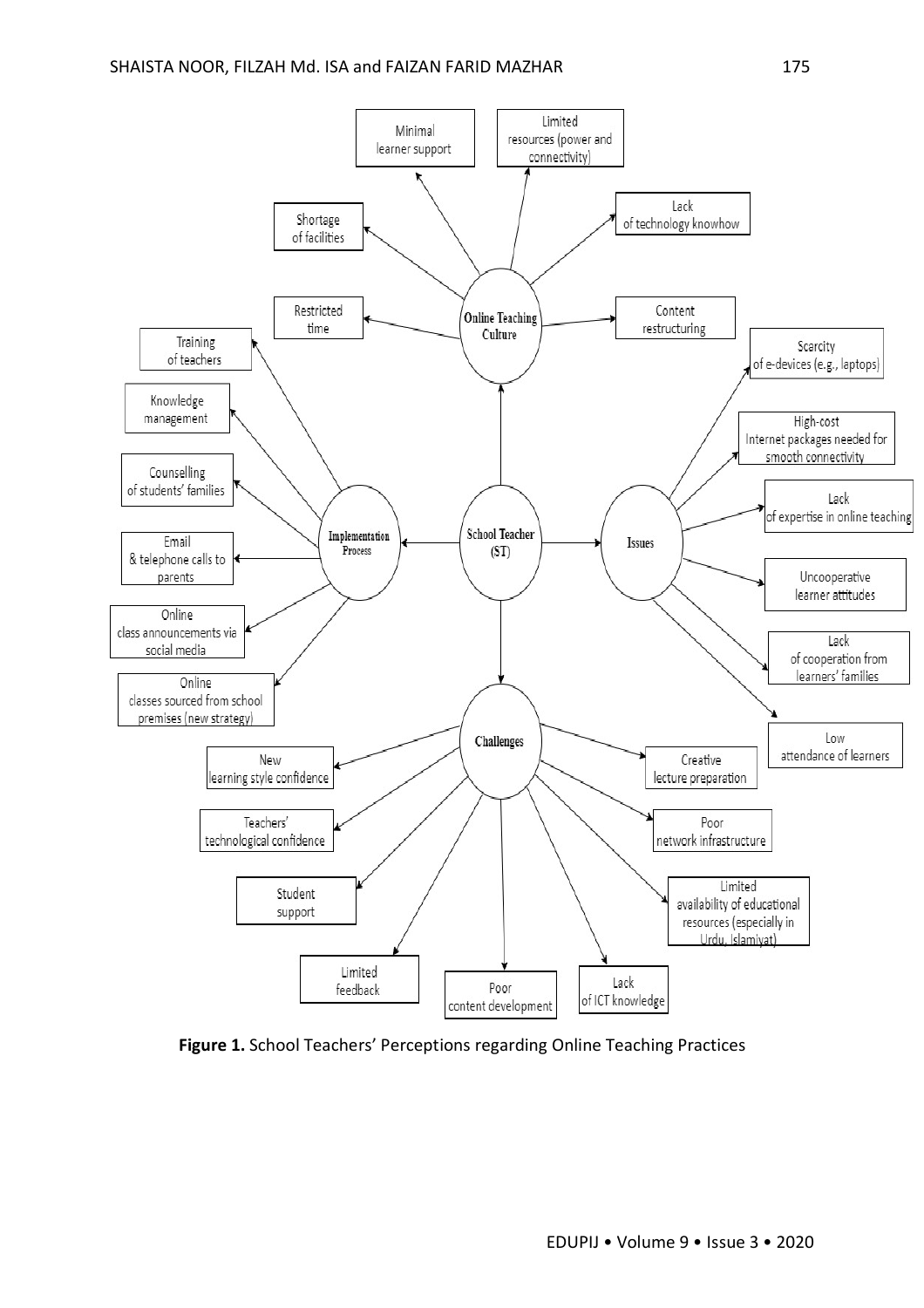School Teacher (ST)

**Online Teaching Culture**
- Minimal learner support
- Limited resources (power and connectivity)
- Lack of technology knowhow
- Content restructuring
- Restricted time
- Shortage of facilities

**Issues**
- Scarcity of e-devices (e.g., laptops)
- High-cost Internet packages needed for smooth connectivity
- Lack of expertise in online teaching
- Uncooperative learner attitudes
- Lack of cooperation from learners' families
- Low attendance of learners

**Challenges**
- Creative lecture preparation
- Poor network infrastructure
- Limited availability of educational resources (especially in Urdu, Islamiyat)
- Lack of ICT knowledge
- Poor content development
- Limited feedback
- Student support
- Teachers' technological confidence
- New learning style confidence

**Implementation Process**
- Training of teachers
- Knowledge management
- Counselling of students' families
- Email & telephone calls to parents
- Online class announcements via social media
- Online classes sourced from school premises (new strategy)

**Figure 1.** School Teachers' Perceptions regarding Online Teaching Practices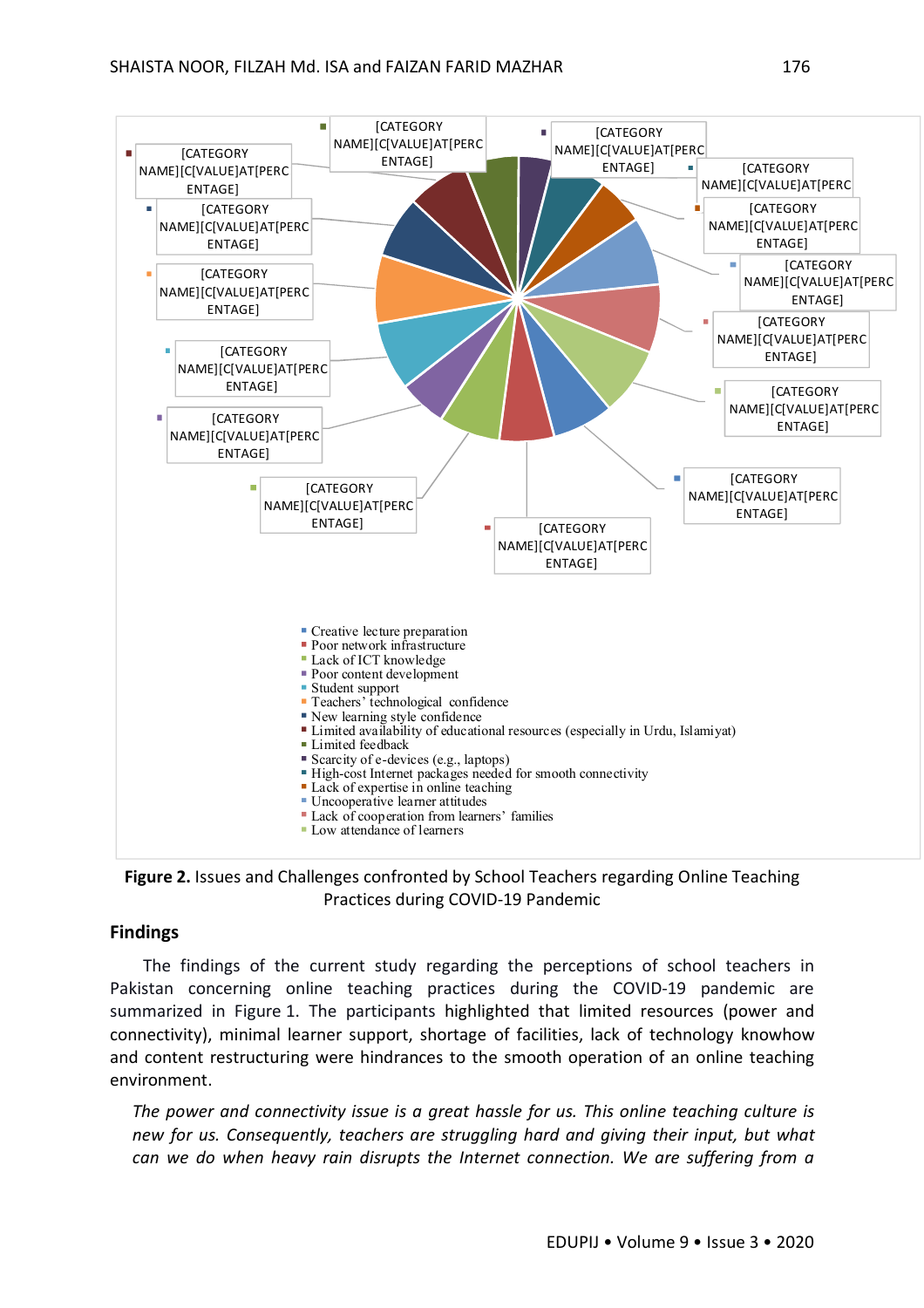[CATEGORY NAME][C[VALUE]AT[PERCENTAGE]

- Creative lecture preparation
- Poor network infrastructure
- Lack of ICT knowledge
- Poor content development
- Student support
- Teachers' technological confidence
- New learning style confidence
- Limited availability of educational resources (especially in Urdu, Islamiyat)
- Limited feedback
- Scarcity of e-devices (e.g., laptops)
- High-cost Internet packages needed for smooth connectivity
- Lack of expertise in online teaching
- Uncooperative learner attitudes
- Lack of cooperation from learners' families
- Low attendance of learners

**Figure 2.** Issues and Challenges confronted by School Teachers regarding Online Teaching Practices during COVID-19 Pandemic

## Findings

The findings of the current study regarding the perceptions of school teachers in Pakistan concerning online teaching practices during the COVID-19 pandemic are summarized in Figure 1. The participants highlighted that limited resources (power and connectivity), minimal learner support, shortage of facilities, lack of technology knowhow and content restructuring were hindrances to the smooth operation of an online teaching environment.

> *The power and connectivity issue is a great hassle for us. This online teaching culture is new for us. Consequently, teachers are struggling hard and giving their input, but what can we do when heavy rain disrupts the Internet connection. We are suffering from a*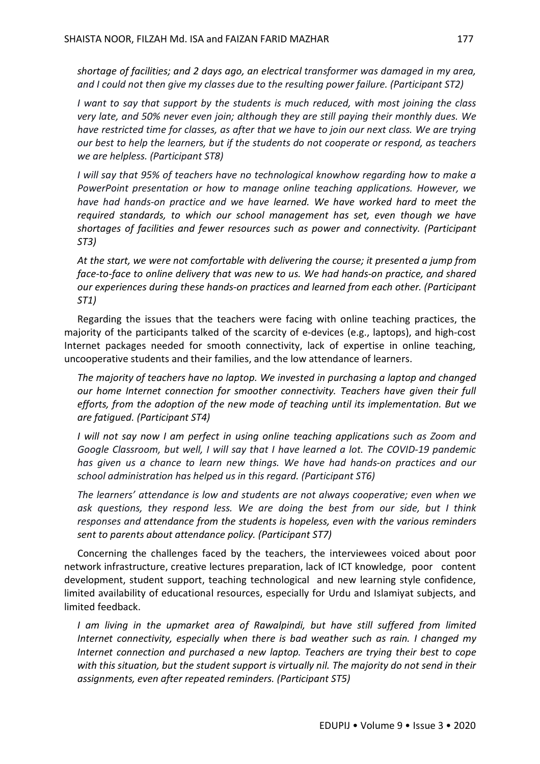*shortage of facilities; and 2 days ago, an electrical transformer was damaged in my area, and I could not then give my classes due to the resulting power failure. (Participant ST2)*

*I want to say that support by the students is much reduced, with most joining the class very late, and 50% never even join; although they are still paying their monthly dues. We have restricted time for classes, as after that we have to join our next class. We are trying our best to help the learners, but if the students do not cooperate or respond, as teachers we are helpless. (Participant ST8)*

*I will say that 95% of teachers have no technological knowhow regarding how to make a PowerPoint presentation or how to manage online teaching applications. However, we have had hands-on practice and we have learned. We have worked hard to meet the required standards, to which our school management has set, even though we have shortages of facilities and fewer resources such as power and connectivity. (Participant ST3)*

*At the start, we were not comfortable with delivering the course; it presented a jump from face-to-face to online delivery that was new to us. We had hands-on practice, and shared our experiences during these hands-on practices and learned from each other. (Participant ST1)*

Regarding the issues that the teachers were facing with online teaching practices, the majority of the participants talked of the scarcity of e-devices (e.g., laptops), and high-cost Internet packages needed for smooth connectivity, lack of expertise in online teaching, uncooperative students and their families, and the low attendance of learners.

*The majority of teachers have no laptop. We invested in purchasing a laptop and changed our home Internet connection for smoother connectivity. Teachers have given their full efforts, from the adoption of the new mode of teaching until its implementation. But we are fatigued. (Participant ST4)*

*I will not say now I am perfect in using online teaching applications such as Zoom and Google Classroom, but well, I will say that I have learned a lot. The COVID-19 pandemic has given us a chance to learn new things. We have had hands-on practices and our school administration has helped us in this regard. (Participant ST6)*

*The learners' attendance is low and students are not always cooperative; even when we ask questions, they respond less. We are doing the best from our side, but I think responses and attendance from the students is hopeless, even with the various reminders sent to parents about attendance policy. (Participant ST7)*

Concerning the challenges faced by the teachers, the interviewees voiced about poor network infrastructure, creative lectures preparation, lack of ICT knowledge, poor content development, student support, teaching technological and new learning style confidence, limited availability of educational resources, especially for Urdu and Islamiyat subjects, and limited feedback.

*I am living in the upmarket area of Rawalpindi, but have still suffered from limited Internet connectivity, especially when there is bad weather such as rain. I changed my Internet connection and purchased a new laptop. Teachers are trying their best to cope with this situation, but the student support is virtually nil. The majority do not send in their assignments, even after repeated reminders. (Participant ST5)*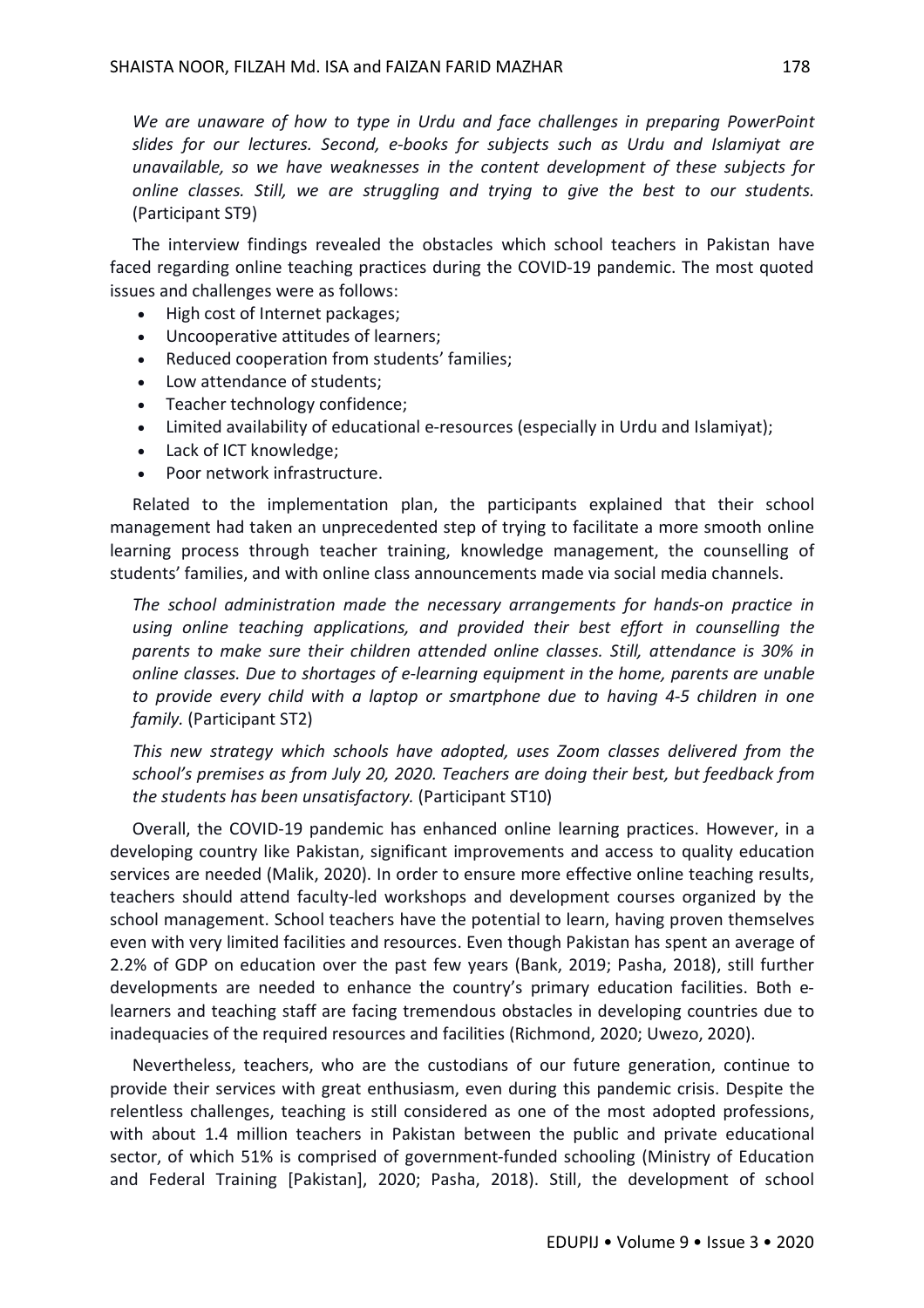*We are unaware of how to type in Urdu and face challenges in preparing PowerPoint slides for our lectures. Second, e-books for subjects such as Urdu and Islamiyat are unavailable, so we have weaknesses in the content development of these subjects for online classes. Still, we are struggling and trying to give the best to our students.* (Participant ST9)

The interview findings revealed the obstacles which school teachers in Pakistan have faced regarding online teaching practices during the COVID-19 pandemic. The most quoted issues and challenges were as follows:

- High cost of Internet packages;
- Uncooperative attitudes of learners;
- Reduced cooperation from students' families;
- Low attendance of students;
- Teacher technology confidence;
- Limited availability of educational e-resources (especially in Urdu and Islamiyat);
- Lack of ICT knowledge;
- Poor network infrastructure.

Related to the implementation plan, the participants explained that their school management had taken an unprecedented step of trying to facilitate a more smooth online learning process through teacher training, knowledge management, the counselling of students' families, and with online class announcements made via social media channels.

*The school administration made the necessary arrangements for hands-on practice in using online teaching applications, and provided their best effort in counselling the parents to make sure their children attended online classes. Still, attendance is 30% in online classes. Due to shortages of e-learning equipment in the home, parents are unable to provide every child with a laptop or smartphone due to having 4-5 children in one family.* (Participant ST2)

*This new strategy which schools have adopted, uses Zoom classes delivered from the school's premises as from July 20, 2020. Teachers are doing their best, but feedback from the students has been unsatisfactory.* (Participant ST10)

Overall, the COVID-19 pandemic has enhanced online learning practices. However, in a developing country like Pakistan, significant improvements and access to quality education services are needed (Malik, 2020). In order to ensure more effective online teaching results, teachers should attend faculty-led workshops and development courses organized by the school management. School teachers have the potential to learn, having proven themselves even with very limited facilities and resources. Even though Pakistan has spent an average of 2.2% of GDP on education over the past few years (Bank, 2019; Pasha, 2018), still further developments are needed to enhance the country's primary education facilities. Both e-learners and teaching staff are facing tremendous obstacles in developing countries due to inadequacies of the required resources and facilities (Richmond, 2020; Uwezo, 2020).

Nevertheless, teachers, who are the custodians of our future generation, continue to provide their services with great enthusiasm, even during this pandemic crisis. Despite the relentless challenges, teaching is still considered as one of the most adopted professions, with about 1.4 million teachers in Pakistan between the public and private educational sector, of which 51% is comprised of government-funded schooling (Ministry of Education and Federal Training [Pakistan], 2020; Pasha, 2018). Still, the development of school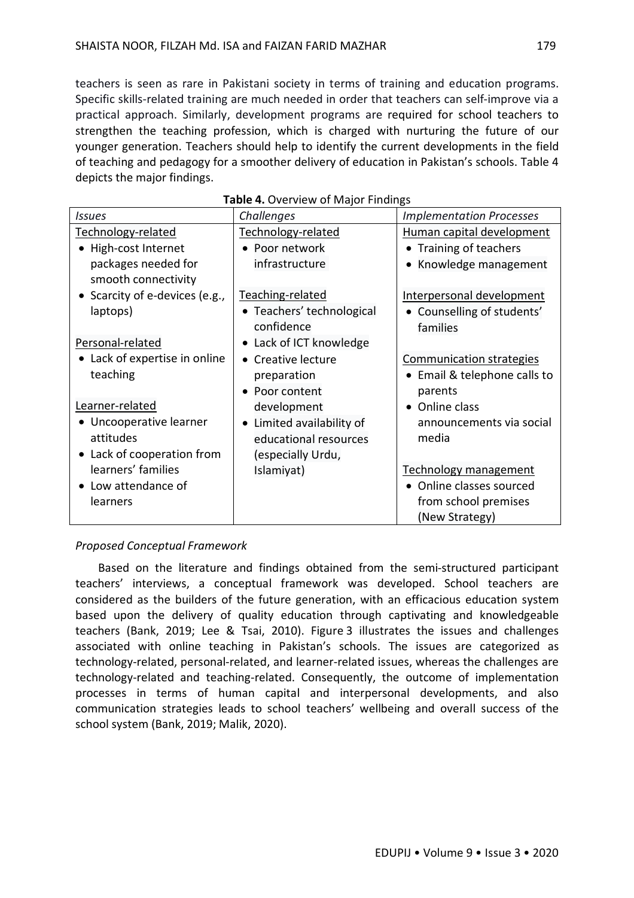teachers is seen as rare in Pakistani society in terms of training and education programs. Specific skills-related training are much needed in order that teachers can self-improve via a practical approach. Similarly, development programs are required for school teachers to strengthen the teaching profession, which is charged with nurturing the future of our younger generation. Teachers should help to identify the current developments in the field of teaching and pedagogy for a smoother delivery of education in Pakistan's schools. Table 4 depicts the major findings.

**Table 4.** Overview of Major Findings

| *Issues* | *Challenges* | *Implementation Processes* |
|---|---|---|
| Technology-related<br>• High-cost Internet packages needed for smooth connectivity<br>• Scarcity of e-devices (e.g., laptops)<br><br>Personal-related<br>• Lack of expertise in online teaching<br><br>Learner-related<br>• Uncooperative learner attitudes<br>• Lack of cooperation from learners' families<br>• Low attendance of learners | Technology-related<br>• Poor network infrastructure<br><br>Teaching-related<br>• Teachers' technological confidence<br>• Lack of ICT knowledge<br>• Creative lecture preparation<br>• Poor content development<br>• Limited availability of educational resources (especially Urdu, Islamiyat) | Human capital development<br>• Training of teachers<br>• Knowledge management<br><br>Interpersonal development<br>• Counselling of students' families<br><br>Communication strategies<br>• Email & telephone calls to parents<br>• Online class announcements via social media<br><br>Technology management<br>• Online classes sourced from school premises (New Strategy) |

*Proposed Conceptual Framework*

Based on the literature and findings obtained from the semi-structured participant teachers' interviews, a conceptual framework was developed. School teachers are considered as the builders of the future generation, with an efficacious education system based upon the delivery of quality education through captivating and knowledgeable teachers (Bank, 2019; Lee & Tsai, 2010). Figure 3 illustrates the issues and challenges associated with online teaching in Pakistan's schools. The issues are categorized as technology-related, personal-related, and learner-related issues, whereas the challenges are technology-related and teaching-related. Consequently, the outcome of implementation processes in terms of human capital and interpersonal developments, and also communication strategies leads to school teachers' wellbeing and overall success of the school system (Bank, 2019; Malik, 2020).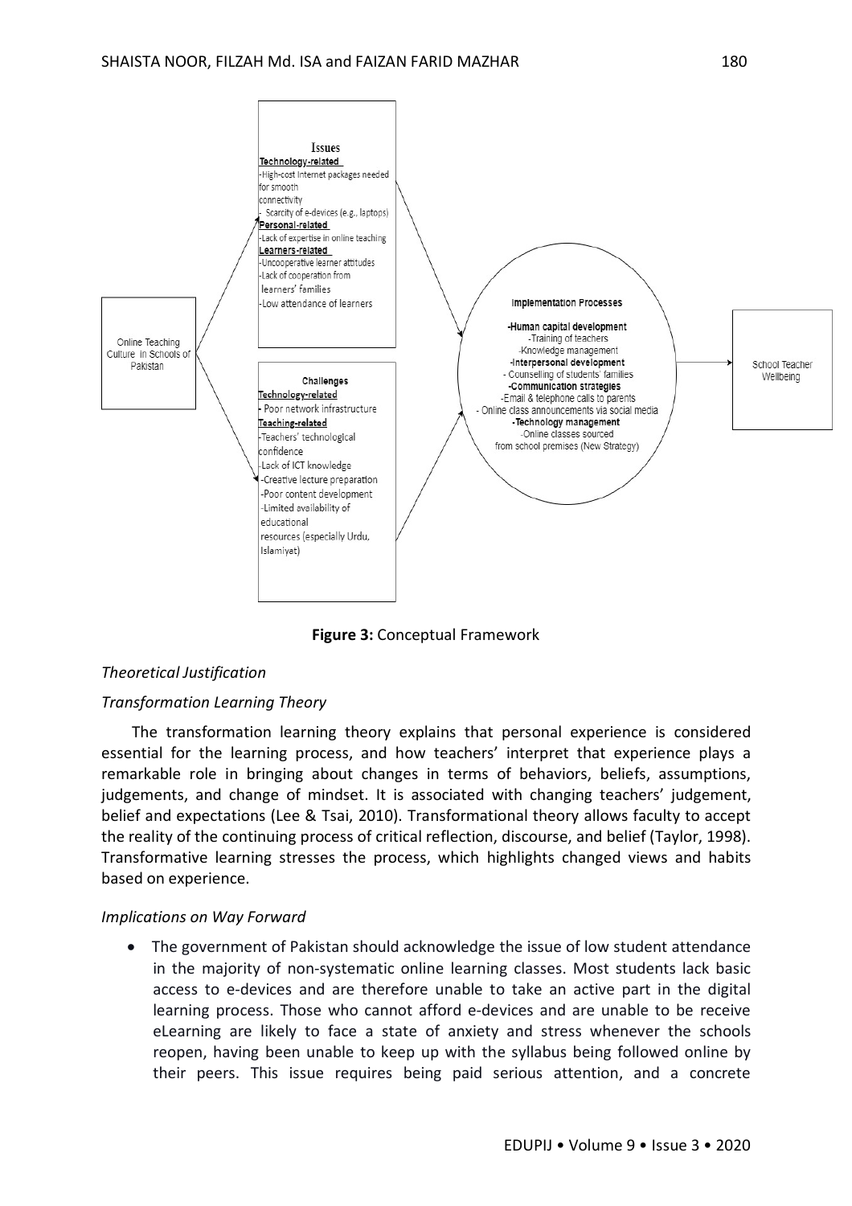Issues

**Technology-related**
- High-cost Internet packages needed for smooth connectivity
- Scarcity of e-devices (e.g., laptops)

**Personal-related**
- Lack of expertise in online teaching

**Learners-related**
- Uncooperative learner attitudes
- Lack of cooperation from learners' families
- Low attendance of learners

Online Teaching Culture in Schools of Pakistan

Challenges

**Technology-related**
- Poor network infrastructure

**Teaching-related**
- Teachers' technological confidence
- Lack of ICT knowledge
- Creative lecture preparation
- Poor content development
- Limited availability of educational resources (especially Urdu, Islamiyat)

Implementation Processes

**-Human capital development**
- Training of teachers
- Knowledge management

**-Interpersonal development**
- Counselling of students' families

**-Communication strategies**
- Email & telephone calls to parents
- Online class announcements via social media

**-Technology management**
- Online classes sourced from school premises (New Strategy)

School Teacher Wellbeing

**Figure 3:** Conceptual Framework

*Theoretical Justification*

*Transformation Learning Theory*

The transformation learning theory explains that personal experience is considered essential for the learning process, and how teachers' interpret that experience plays a remarkable role in bringing about changes in terms of behaviors, beliefs, assumptions, judgements, and change of mindset. It is associated with changing teachers' judgement, belief and expectations (Lee & Tsai, 2010). Transformational theory allows faculty to accept the reality of the continuing process of critical reflection, discourse, and belief (Taylor, 1998). Transformative learning stresses the process, which highlights changed views and habits based on experience.

*Implications on Way Forward*

- The government of Pakistan should acknowledge the issue of low student attendance in the majority of non-systematic online learning classes. Most students lack basic access to e-devices and are therefore unable to take an active part in the digital learning process. Those who cannot afford e-devices and are unable to be receive eLearning are likely to face a state of anxiety and stress whenever the schools reopen, having been unable to keep up with the syllabus being followed online by their peers. This issue requires being paid serious attention, and a concrete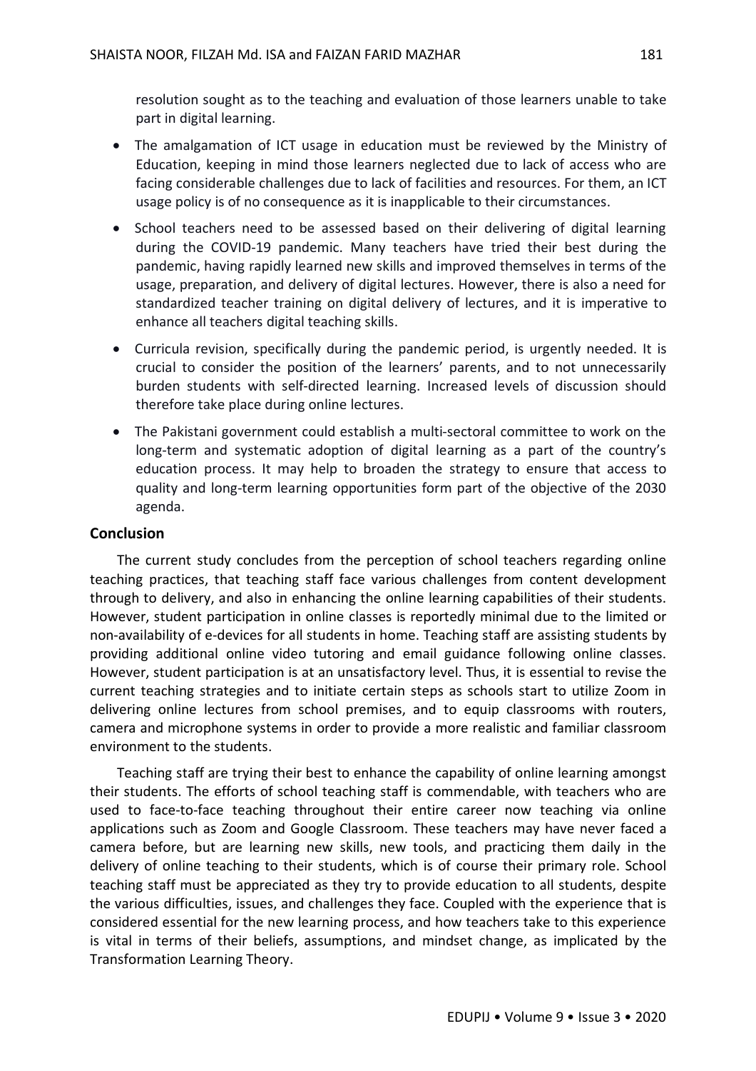resolution sought as to the teaching and evaluation of those learners unable to take part in digital learning.

- The amalgamation of ICT usage in education must be reviewed by the Ministry of Education, keeping in mind those learners neglected due to lack of access who are facing considerable challenges due to lack of facilities and resources. For them, an ICT usage policy is of no consequence as it is inapplicable to their circumstances.
- School teachers need to be assessed based on their delivering of digital learning during the COVID-19 pandemic. Many teachers have tried their best during the pandemic, having rapidly learned new skills and improved themselves in terms of the usage, preparation, and delivery of digital lectures. However, there is also a need for standardized teacher training on digital delivery of lectures, and it is imperative to enhance all teachers digital teaching skills.
- Curricula revision, specifically during the pandemic period, is urgently needed. It is crucial to consider the position of the learners' parents, and to not unnecessarily burden students with self-directed learning. Increased levels of discussion should therefore take place during online lectures.
- The Pakistani government could establish a multi-sectoral committee to work on the long-term and systematic adoption of digital learning as a part of the country's education process. It may help to broaden the strategy to ensure that access to quality and long-term learning opportunities form part of the objective of the 2030 agenda.

## Conclusion

The current study concludes from the perception of school teachers regarding online teaching practices, that teaching staff face various challenges from content development through to delivery, and also in enhancing the online learning capabilities of their students. However, student participation in online classes is reportedly minimal due to the limited or non-availability of e-devices for all students in home. Teaching staff are assisting students by providing additional online video tutoring and email guidance following online classes. However, student participation is at an unsatisfactory level. Thus, it is essential to revise the current teaching strategies and to initiate certain steps as schools start to utilize Zoom in delivering online lectures from school premises, and to equip classrooms with routers, camera and microphone systems in order to provide a more realistic and familiar classroom environment to the students.

Teaching staff are trying their best to enhance the capability of online learning amongst their students. The efforts of school teaching staff is commendable, with teachers who are used to face-to-face teaching throughout their entire career now teaching via online applications such as Zoom and Google Classroom. These teachers may have never faced a camera before, but are learning new skills, new tools, and practicing them daily in the delivery of online teaching to their students, which is of course their primary role. School teaching staff must be appreciated as they try to provide education to all students, despite the various difficulties, issues, and challenges they face. Coupled with the experience that is considered essential for the new learning process, and how teachers take to this experience is vital in terms of their beliefs, assumptions, and mindset change, as implicated by the Transformation Learning Theory.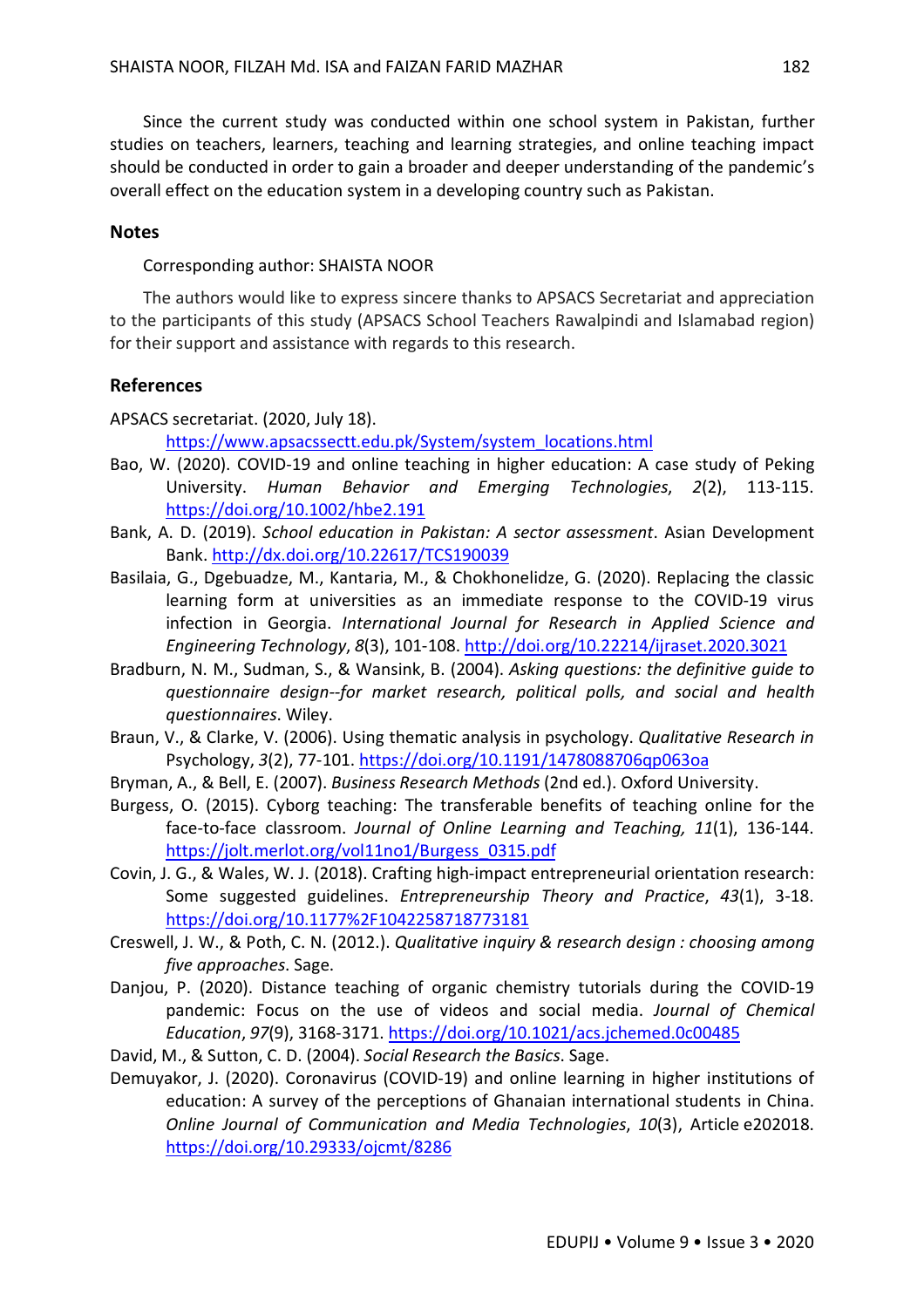Since the current study was conducted within one school system in Pakistan, further studies on teachers, learners, teaching and learning strategies, and online teaching impact should be conducted in order to gain a broader and deeper understanding of the pandemic's overall effect on the education system in a developing country such as Pakistan.

## Notes

Corresponding author: SHAISTA NOOR

The authors would like to express sincere thanks to APSACS Secretariat and appreciation to the participants of this study (APSACS School Teachers Rawalpindi and Islamabad region) for their support and assistance with regards to this research.

## References

APSACS secretariat. (2020, July 18). https://www.apsacssectt.edu.pk/System/system_locations.html

Bao, W. (2020). COVID-19 and online teaching in higher education: A case study of Peking University. *Human Behavior and Emerging Technologies*, *2*(2), 113-115. https://doi.org/10.1002/hbe2.191

Bank, A. D. (2019). *School education in Pakistan: A sector assessment*. Asian Development Bank. http://dx.doi.org/10.22617/TCS190039

Basilaia, G., Dgebuadze, M., Kantaria, M., & Chokhonelidze, G. (2020). Replacing the classic learning form at universities as an immediate response to the COVID-19 virus infection in Georgia. *International Journal for Research in Applied Science and Engineering Technology*, *8*(3), 101-108. http://doi.org/10.22214/ijraset.2020.3021

Bradburn, N. M., Sudman, S., & Wansink, B. (2004). *Asking questions: the definitive guide to questionnaire design--for market research, political polls, and social and health questionnaires*. Wiley.

Braun, V., & Clarke, V. (2006). Using thematic analysis in psychology. *Qualitative Research in* Psychology, *3*(2), 77-101. https://doi.org/10.1191/1478088706qp063oa

Bryman, A., & Bell, E. (2007). *Business Research Methods* (2nd ed.). Oxford University.

Burgess, O. (2015). Cyborg teaching: The transferable benefits of teaching online for the face-to-face classroom. *Journal of Online Learning and Teaching, 11*(1), 136-144. https://jolt.merlot.org/vol11no1/Burgess_0315.pdf

Covin, J. G., & Wales, W. J. (2018). Crafting high-impact entrepreneurial orientation research: Some suggested guidelines. *Entrepreneurship Theory and Practice*, *43*(1), 3-18. https://doi.org/10.1177%2F1042258718773181

Creswell, J. W., & Poth, C. N. (2012.). *Qualitative inquiry & research design : choosing among five approaches*. Sage.

Danjou, P. (2020). Distance teaching of organic chemistry tutorials during the COVID-19 pandemic: Focus on the use of videos and social media. *Journal of Chemical Education*, *97*(9), 3168-3171. https://doi.org/10.1021/acs.jchemed.0c00485

David, M., & Sutton, C. D. (2004). *Social Research the Basics*. Sage.

Demuyakor, J. (2020). Coronavirus (COVID-19) and online learning in higher institutions of education: A survey of the perceptions of Ghanaian international students in China. *Online Journal of Communication and Media Technologies*, *10*(3), Article e202018. https://doi.org/10.29333/ojcmt/8286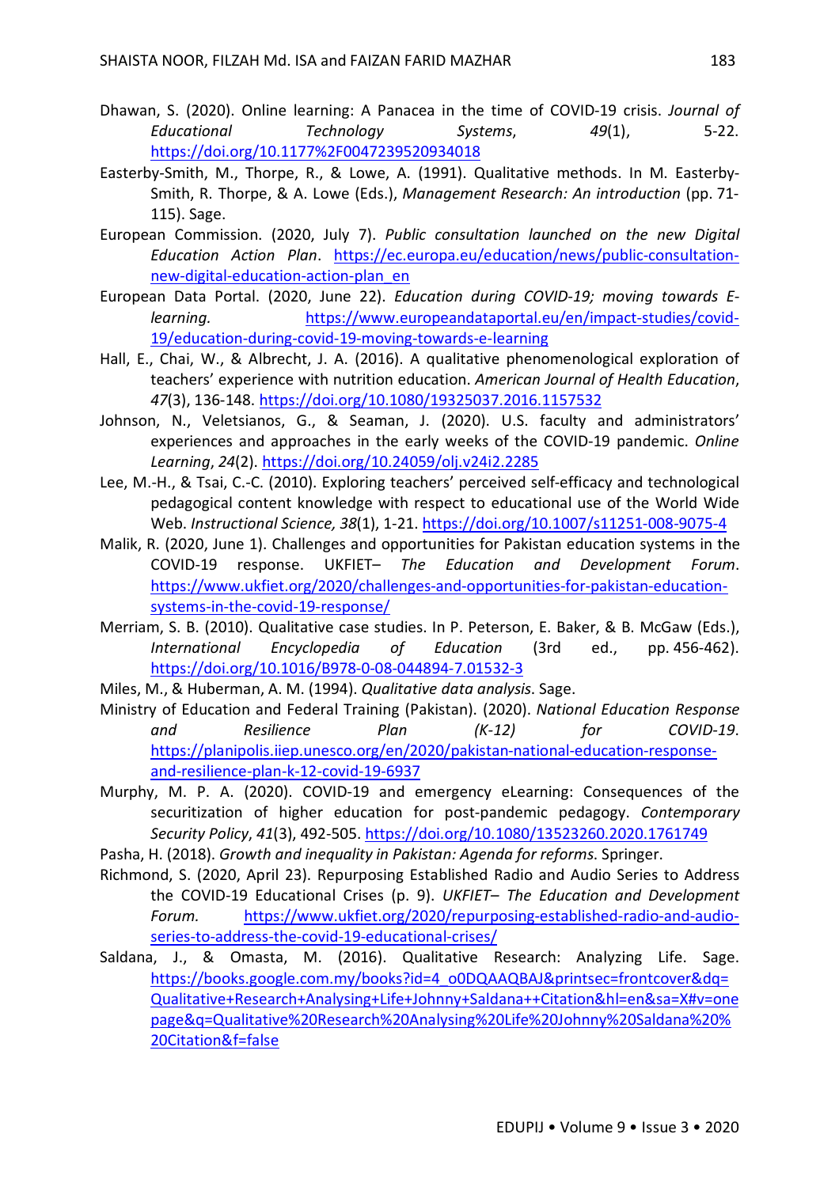Dhawan, S. (2020). Online learning: A Panacea in the time of COVID-19 crisis. *Journal of Educational Technology Systems*, *49*(1), 5-22. https://doi.org/10.1177%2F0047239520934018

Easterby-Smith, M., Thorpe, R., & Lowe, A. (1991). Qualitative methods. In M. Easterby-Smith, R. Thorpe, & A. Lowe (Eds.), *Management Research: An introduction* (pp. 71-115). Sage.

European Commission. (2020, July 7). *Public consultation launched on the new Digital Education Action Plan*. https://ec.europa.eu/education/news/public-consultation-new-digital-education-action-plan_en

European Data Portal. (2020, June 22). *Education during COVID-19; moving towards E-learning.* https://www.europeandataportal.eu/en/impact-studies/covid-19/education-during-covid-19-moving-towards-e-learning

Hall, E., Chai, W., & Albrecht, J. A. (2016). A qualitative phenomenological exploration of teachers' experience with nutrition education. *American Journal of Health Education*, *47*(3), 136-148. https://doi.org/10.1080/19325037.2016.1157532

Johnson, N., Veletsianos, G., & Seaman, J. (2020). U.S. faculty and administrators' experiences and approaches in the early weeks of the COVID-19 pandemic. *Online Learning*, *24*(2). https://doi.org/10.24059/olj.v24i2.2285

Lee, M.-H., & Tsai, C.-C. (2010). Exploring teachers' perceived self-efficacy and technological pedagogical content knowledge with respect to educational use of the World Wide Web. *Instructional Science, 38*(1), 1-21. https://doi.org/10.1007/s11251-008-9075-4

Malik, R. (2020, June 1). Challenges and opportunities for Pakistan education systems in the COVID-19 response. UKFIET– *The Education and Development Forum*. https://www.ukfiet.org/2020/challenges-and-opportunities-for-pakistan-education-systems-in-the-covid-19-response/

Merriam, S. B. (2010). Qualitative case studies. In P. Peterson, E. Baker, & B. McGaw (Eds.), *International Encyclopedia of Education* (3rd ed., pp. 456-462). https://doi.org/10.1016/B978-0-08-044894-7.01532-3

Miles, M., & Huberman, A. M. (1994). *Qualitative data analysis*. Sage.

Ministry of Education and Federal Training (Pakistan). (2020). *National Education Response and Resilience Plan (K-12) for COVID-19*. https://planipolis.iiep.unesco.org/en/2020/pakistan-national-education-response-and-resilience-plan-k-12-covid-19-6937

Murphy, M. P. A. (2020). COVID-19 and emergency eLearning: Consequences of the securitization of higher education for post-pandemic pedagogy. *Contemporary Security Policy*, *41*(3), 492-505. https://doi.org/10.1080/13523260.2020.1761749

Pasha, H. (2018). *Growth and inequality in Pakistan: Agenda for reforms*. Springer.

Richmond, S. (2020, April 23). Repurposing Established Radio and Audio Series to Address the COVID-19 Educational Crises (p. 9). *UKFIET– The Education and Development Forum.* https://www.ukfiet.org/2020/repurposing-established-radio-and-audio-series-to-address-the-covid-19-educational-crises/

Saldana, J., & Omasta, M. (2016). Qualitative Research: Analyzing Life. Sage. https://books.google.com.my/books?id=4_o0DQAAQBAJ&printsec=frontcover&dq=Qualitative+Research+Analysing+Life+Johnny+Saldana++Citation&hl=en&sa=X#v=onepage&q=Qualitative%20Research%20Analysing%20Life%20Johnny%20Saldana%20%20Citation&f=false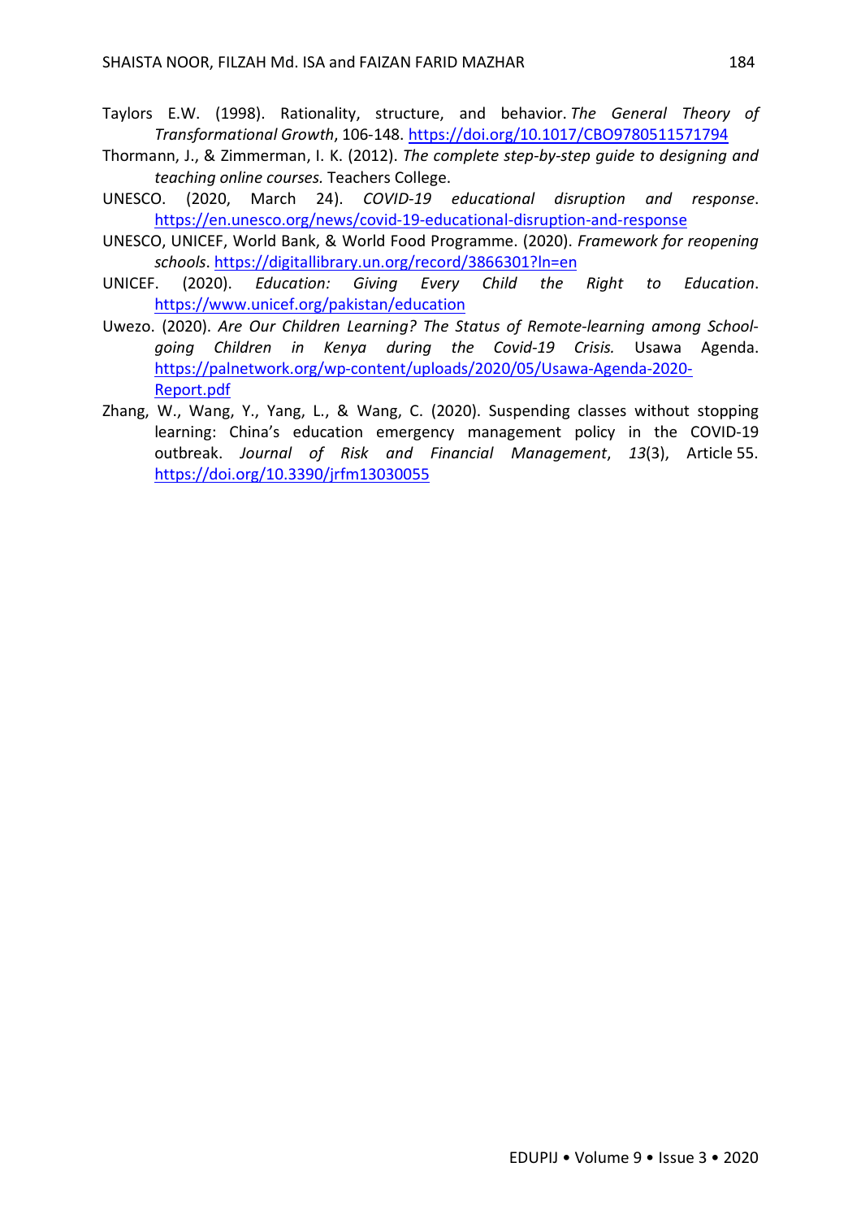Taylors E.W. (1998). Rationality, structure, and behavior. *The General Theory of Transformational Growth*, 106-148. https://doi.org/10.1017/CBO9780511571794

Thormann, J., & Zimmerman, I. K. (2012). *The complete step-by-step guide to designing and teaching online courses.* Teachers College.

UNESCO. (2020, March 24). *COVID-19 educational disruption and response*. https://en.unesco.org/news/covid-19-educational-disruption-and-response

UNESCO, UNICEF, World Bank, & World Food Programme. (2020). *Framework for reopening schools*. https://digitallibrary.un.org/record/3866301?ln=en

UNICEF. (2020). *Education: Giving Every Child the Right to Education*. https://www.unicef.org/pakistan/education

Uwezo. (2020). *Are Our Children Learning? The Status of Remote-learning among School-going Children in Kenya during the Covid-19 Crisis.* Usawa Agenda. https://palnetwork.org/wp-content/uploads/2020/05/Usawa-Agenda-2020-Report.pdf

Zhang, W., Wang, Y., Yang, L., & Wang, C. (2020). Suspending classes without stopping learning: China's education emergency management policy in the COVID-19 outbreak. *Journal of Risk and Financial Management*, *13*(3), Article 55. https://doi.org/10.3390/jrfm13030055